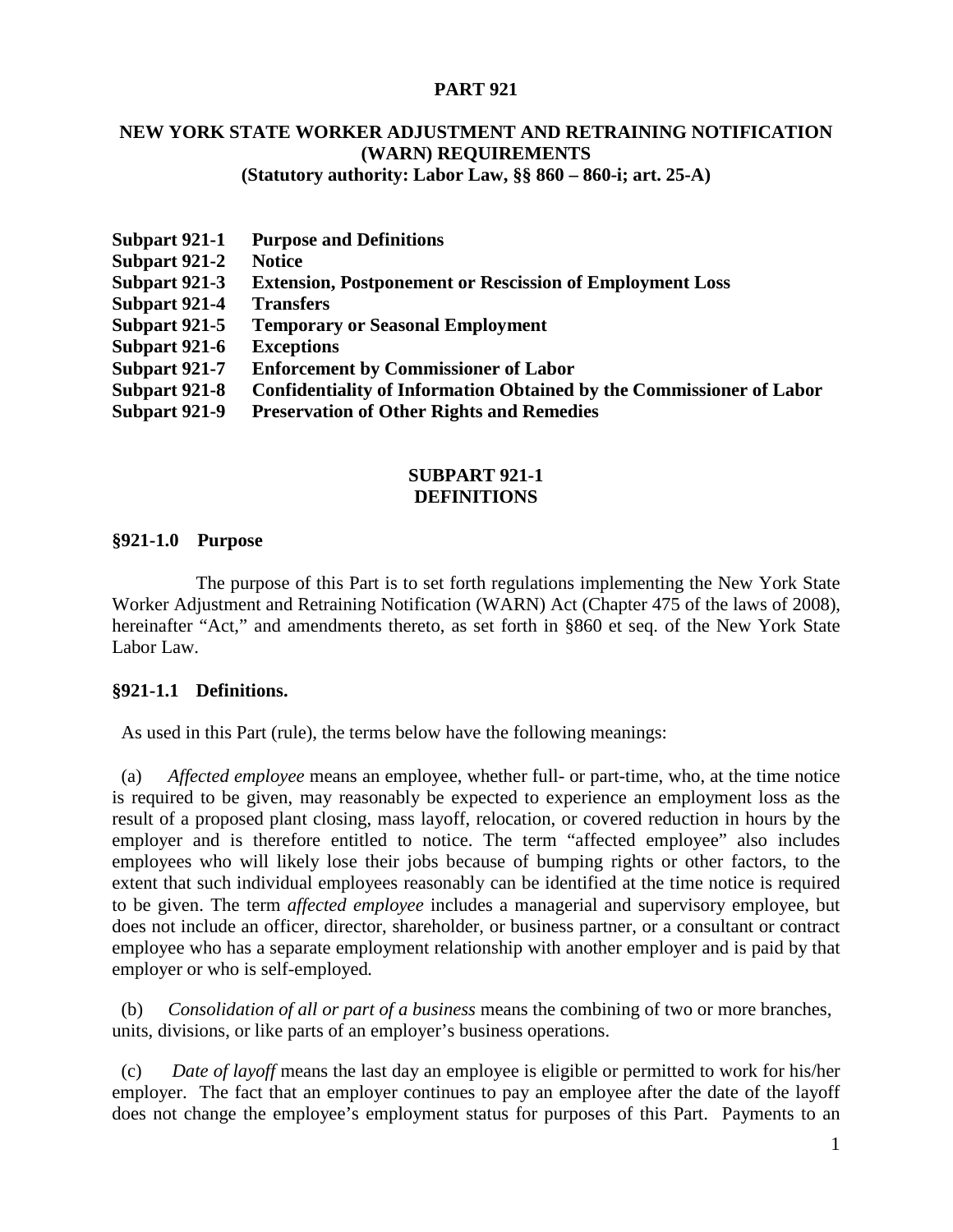# PART 921

## NEW YORK STATE WORKER ADJUSTMENT AND RETRAINING NOTIFICATION (WARN) REQUIREMENTS

**(Statutory authority: Labor Law, §§ 860 – 860-i; art. 25-A)**

**Subpart 921-1 Purpose and Definitions**
**Subpart 921-2 Notice**
**Subpart 921-3 Extension, Postponement or Rescission of Employment Loss**
**Subpart 921-4 Transfers**
**Subpart 921-5 Temporary or Seasonal Employment**
**Subpart 921-6 Exceptions**
**Subpart 921-7 Enforcement by Commissioner of Labor**
**Subpart 921-8 Confidentiality of Information Obtained by the Commissioner of Labor**
**Subpart 921-9 Preservation of Other Rights and Remedies**

## SUBPART 921-1 DEFINITIONS

### §921-1.0 Purpose

The purpose of this Part is to set forth regulations implementing the New York State Worker Adjustment and Retraining Notification (WARN) Act (Chapter 475 of the laws of 2008), hereinafter "Act," and amendments thereto, as set forth in §860 et seq. of the New York State Labor Law.

### §921-1.1 Definitions.

As used in this Part (rule), the terms below have the following meanings:

(a) *Affected employee* means an employee, whether full- or part-time, who, at the time notice is required to be given, may reasonably be expected to experience an employment loss as the result of a proposed plant closing, mass layoff, relocation, or covered reduction in hours by the employer and is therefore entitled to notice. The term "affected employee" also includes employees who will likely lose their jobs because of bumping rights or other factors, to the extent that such individual employees reasonably can be identified at the time notice is required to be given. The term *affected employee* includes a managerial and supervisory employee, but does not include an officer, director, shareholder, or business partner, or a consultant or contract employee who has a separate employment relationship with another employer and is paid by that employer or who is self-employed*.*

(b) *Consolidation of all or part of a business* means the combining of two or more branches, units, divisions, or like parts of an employer's business operations.

(c) *Date of layoff* means the last day an employee is eligible or permitted to work for his/her employer. The fact that an employer continues to pay an employee after the date of the layoff does not change the employee's employment status for purposes of this Part. Payments to an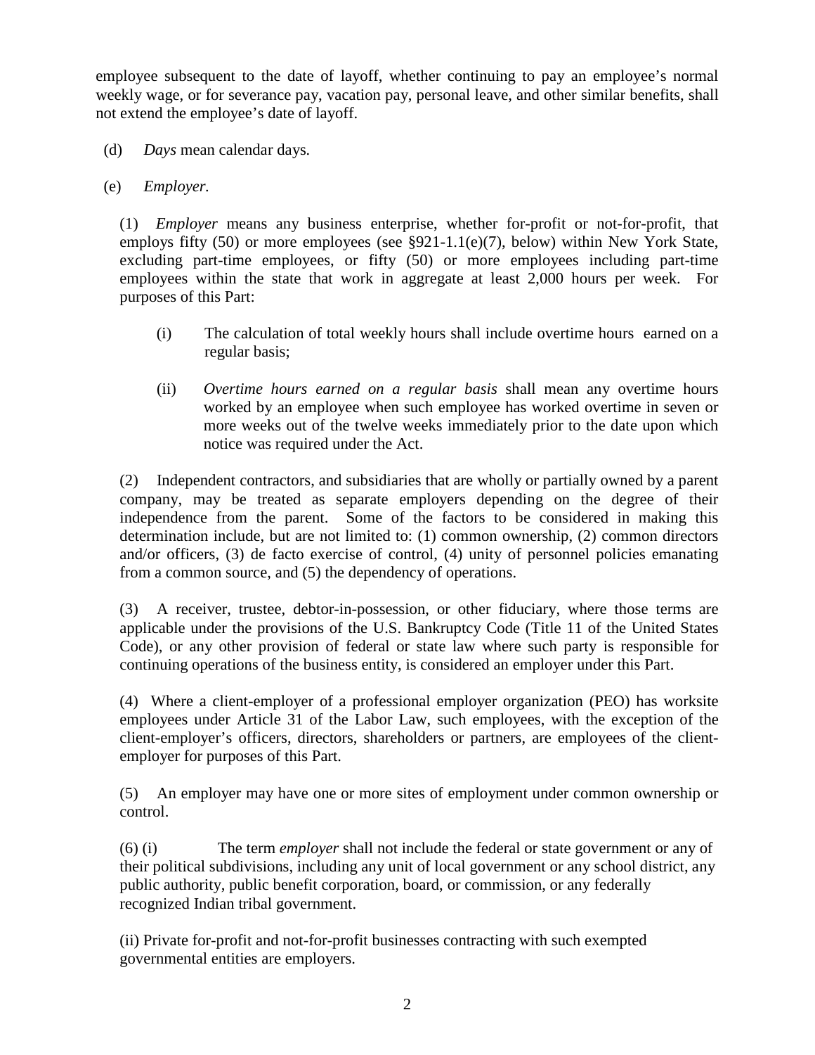employee subsequent to the date of layoff, whether continuing to pay an employee's normal weekly wage, or for severance pay, vacation pay, personal leave, and other similar benefits, shall not extend the employee's date of layoff.

(d) *Days* mean calendar days.

(e) *Employer.*

(1) *Employer* means any business enterprise, whether for-profit or not-for-profit, that employs fifty (50) or more employees (see §921-1.1(e)(7), below) within New York State, excluding part-time employees, or fifty (50) or more employees including part-time employees within the state that work in aggregate at least 2,000 hours per week. For purposes of this Part:

(i) The calculation of total weekly hours shall include overtime hours earned on a regular basis;

(ii) *Overtime hours earned on a regular basis* shall mean any overtime hours worked by an employee when such employee has worked overtime in seven or more weeks out of the twelve weeks immediately prior to the date upon which notice was required under the Act.

(2) Independent contractors, and subsidiaries that are wholly or partially owned by a parent company, may be treated as separate employers depending on the degree of their independence from the parent. Some of the factors to be considered in making this determination include, but are not limited to: (1) common ownership, (2) common directors and/or officers, (3) de facto exercise of control, (4) unity of personnel policies emanating from a common source, and (5) the dependency of operations.

(3) A receiver, trustee, debtor-in-possession, or other fiduciary, where those terms are applicable under the provisions of the U.S. Bankruptcy Code (Title 11 of the United States Code), or any other provision of federal or state law where such party is responsible for continuing operations of the business entity, is considered an employer under this Part.

(4) Where a client-employer of a professional employer organization (PEO) has worksite employees under Article 31 of the Labor Law, such employees, with the exception of the client-employer's officers, directors, shareholders or partners, are employees of the client-employer for purposes of this Part.

(5) An employer may have one or more sites of employment under common ownership or control.

(6) (i) The term *employer* shall not include the federal or state government or any of their political subdivisions, including any unit of local government or any school district, any public authority, public benefit corporation, board, or commission, or any federally recognized Indian tribal government.

(ii) Private for-profit and not-for-profit businesses contracting with such exempted governmental entities are employers.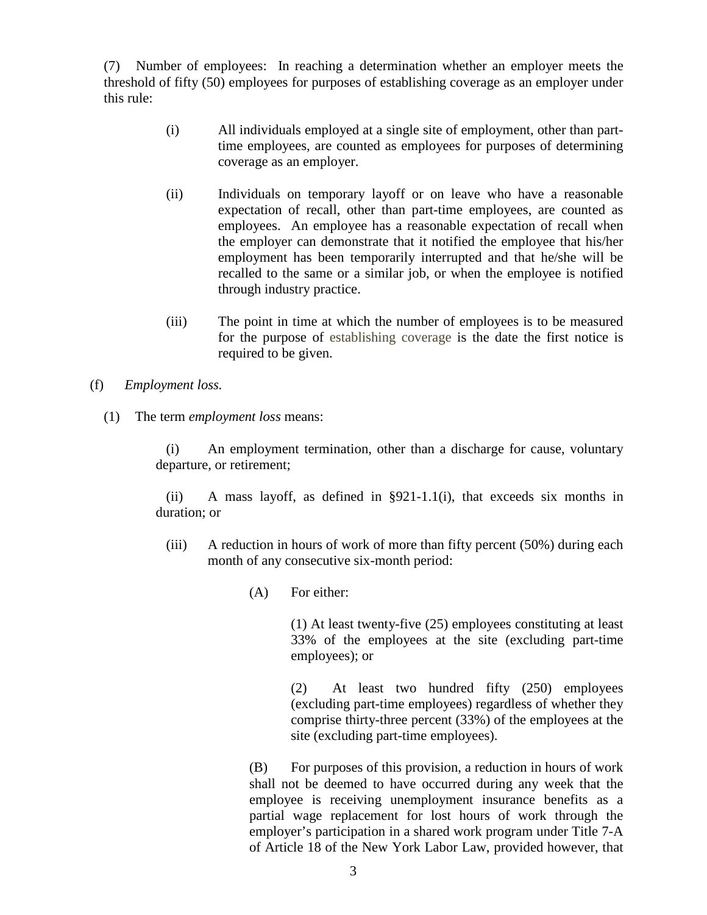(7) Number of employees: In reaching a determination whether an employer meets the threshold of fifty (50) employees for purposes of establishing coverage as an employer under this rule:

(i) All individuals employed at a single site of employment, other than part-time employees, are counted as employees for purposes of determining coverage as an employer.

(ii) Individuals on temporary layoff or on leave who have a reasonable expectation of recall, other than part-time employees, are counted as employees. An employee has a reasonable expectation of recall when the employer can demonstrate that it notified the employee that his/her employment has been temporarily interrupted and that he/she will be recalled to the same or a similar job, or when the employee is notified through industry practice.

(iii) The point in time at which the number of employees is to be measured for the purpose of establishing coverage is the date the first notice is required to be given.

(f) *Employment loss.*

(1) The term *employment loss* means:

(i) An employment termination, other than a discharge for cause, voluntary departure, or retirement;

(ii) A mass layoff, as defined in §921-1.1(i), that exceeds six months in duration; or

(iii) A reduction in hours of work of more than fifty percent (50%) during each month of any consecutive six-month period:

(A) For either:

(1) At least twenty-five (25) employees constituting at least 33% of the employees at the site (excluding part-time employees); or

(2) At least two hundred fifty (250) employees (excluding part-time employees) regardless of whether they comprise thirty-three percent (33%) of the employees at the site (excluding part-time employees).

(B) For purposes of this provision, a reduction in hours of work shall not be deemed to have occurred during any week that the employee is receiving unemployment insurance benefits as a partial wage replacement for lost hours of work through the employer's participation in a shared work program under Title 7-A of Article 18 of the New York Labor Law, provided however, that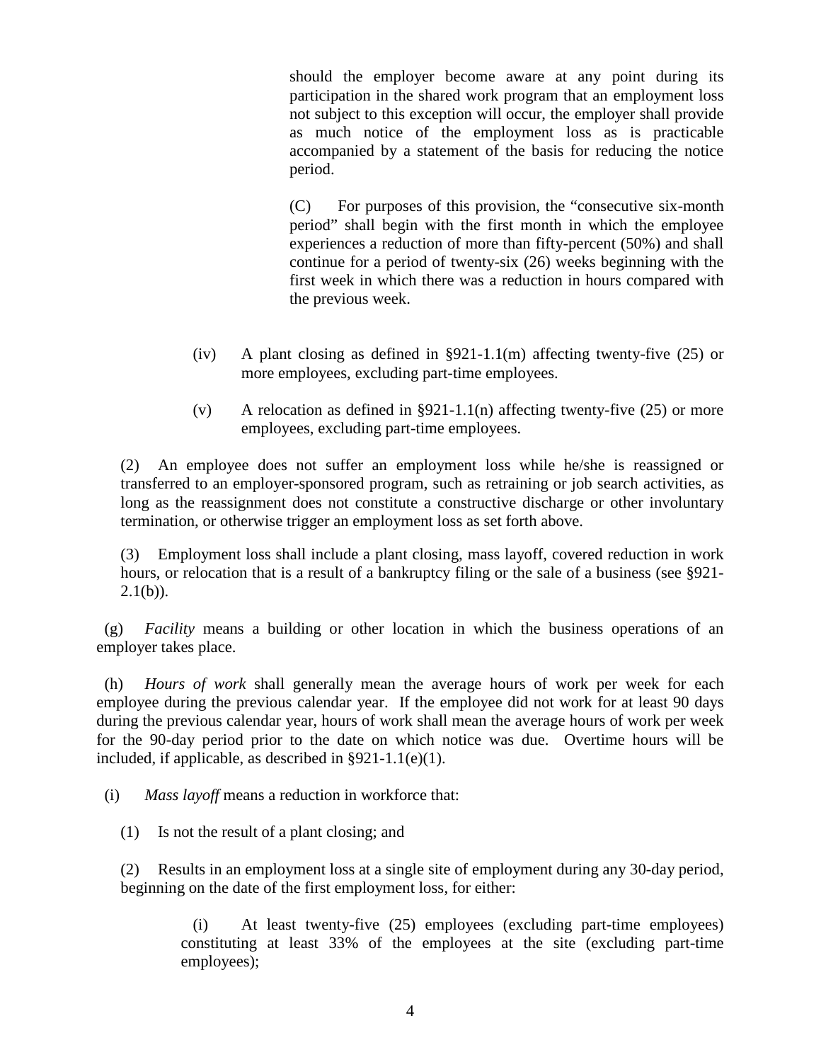should the employer become aware at any point during its participation in the shared work program that an employment loss not subject to this exception will occur, the employer shall provide as much notice of the employment loss as is practicable accompanied by a statement of the basis for reducing the notice period.

(C) For purposes of this provision, the "consecutive six-month period" shall begin with the first month in which the employee experiences a reduction of more than fifty-percent (50%) and shall continue for a period of twenty-six (26) weeks beginning with the first week in which there was a reduction in hours compared with the previous week.

(iv) A plant closing as defined in §921-1.1(m) affecting twenty-five (25) or more employees, excluding part-time employees.

(v) A relocation as defined in §921-1.1(n) affecting twenty-five (25) or more employees, excluding part-time employees.

(2) An employee does not suffer an employment loss while he/she is reassigned or transferred to an employer-sponsored program, such as retraining or job search activities, as long as the reassignment does not constitute a constructive discharge or other involuntary termination, or otherwise trigger an employment loss as set forth above.

(3) Employment loss shall include a plant closing, mass layoff, covered reduction in work hours, or relocation that is a result of a bankruptcy filing or the sale of a business (see §921-2.1(b)).

(g) *Facility* means a building or other location in which the business operations of an employer takes place.

(h) *Hours of work* shall generally mean the average hours of work per week for each employee during the previous calendar year. If the employee did not work for at least 90 days during the previous calendar year, hours of work shall mean the average hours of work per week for the 90-day period prior to the date on which notice was due. Overtime hours will be included, if applicable, as described in §921-1.1(e)(1).

(i) *Mass layoff* means a reduction in workforce that:

(1) Is not the result of a plant closing; and

(2) Results in an employment loss at a single site of employment during any 30-day period, beginning on the date of the first employment loss, for either:

(i) At least twenty-five (25) employees (excluding part-time employees) constituting at least 33% of the employees at the site (excluding part-time employees);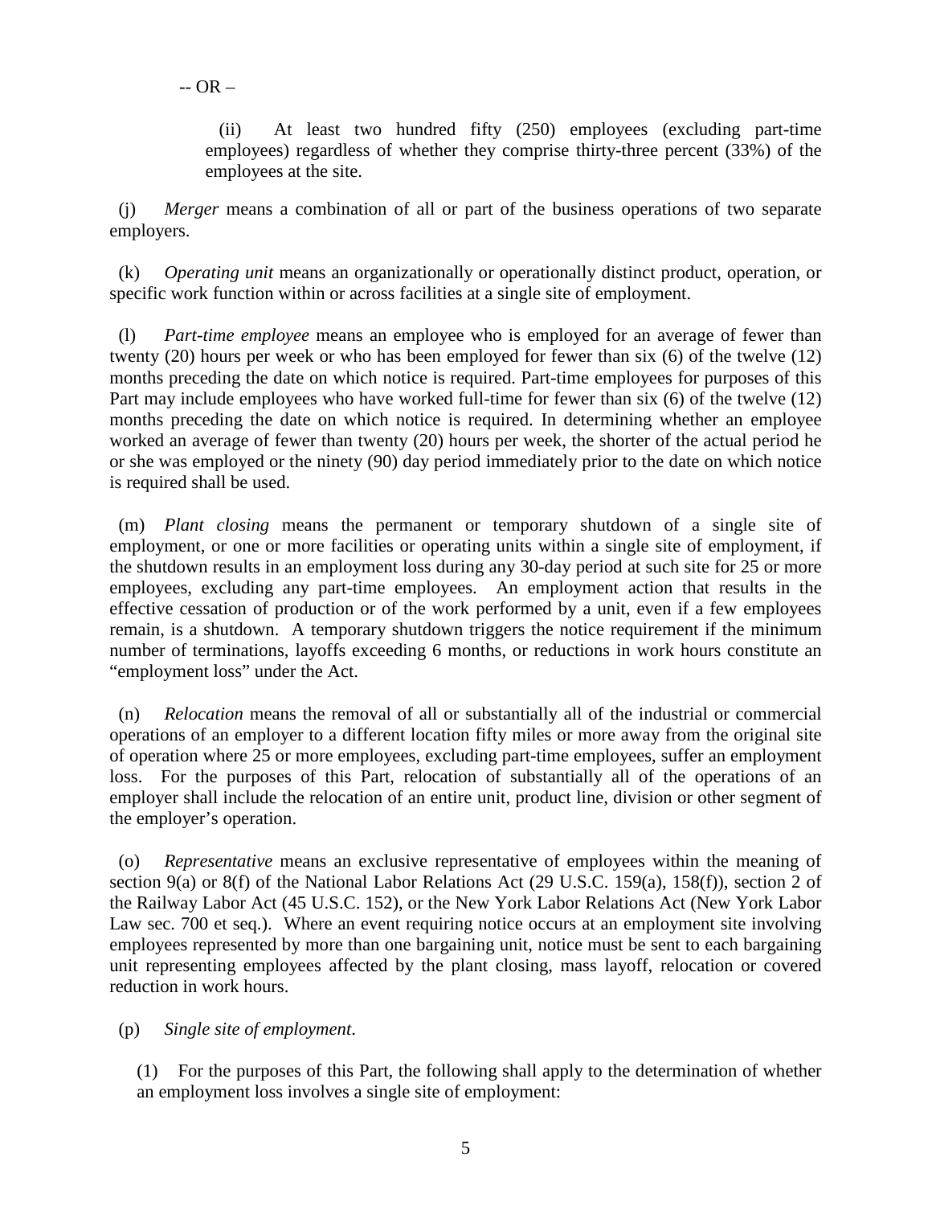-- OR –

(ii) At least two hundred fifty (250) employees (excluding part-time employees) regardless of whether they comprise thirty-three percent (33%) of the employees at the site.

(j) *Merger* means a combination of all or part of the business operations of two separate employers.

(k) *Operating unit* means an organizationally or operationally distinct product, operation, or specific work function within or across facilities at a single site of employment.

(l) *Part-time employee* means an employee who is employed for an average of fewer than twenty (20) hours per week or who has been employed for fewer than six (6) of the twelve (12) months preceding the date on which notice is required. Part-time employees for purposes of this Part may include employees who have worked full-time for fewer than six (6) of the twelve (12) months preceding the date on which notice is required. In determining whether an employee worked an average of fewer than twenty (20) hours per week, the shorter of the actual period he or she was employed or the ninety (90) day period immediately prior to the date on which notice is required shall be used.

(m) *Plant closing* means the permanent or temporary shutdown of a single site of employment, or one or more facilities or operating units within a single site of employment, if the shutdown results in an employment loss during any 30-day period at such site for 25 or more employees, excluding any part-time employees. An employment action that results in the effective cessation of production or of the work performed by a unit, even if a few employees remain, is a shutdown. A temporary shutdown triggers the notice requirement if the minimum number of terminations, layoffs exceeding 6 months, or reductions in work hours constitute an "employment loss" under the Act.

(n) *Relocation* means the removal of all or substantially all of the industrial or commercial operations of an employer to a different location fifty miles or more away from the original site of operation where 25 or more employees, excluding part-time employees, suffer an employment loss. For the purposes of this Part, relocation of substantially all of the operations of an employer shall include the relocation of an entire unit, product line, division or other segment of the employer's operation.

(o) *Representative* means an exclusive representative of employees within the meaning of section 9(a) or 8(f) of the National Labor Relations Act (29 U.S.C. 159(a), 158(f)), section 2 of the Railway Labor Act (45 U.S.C. 152), or the New York Labor Relations Act (New York Labor Law sec. 700 et seq.). Where an event requiring notice occurs at an employment site involving employees represented by more than one bargaining unit, notice must be sent to each bargaining unit representing employees affected by the plant closing, mass layoff, relocation or covered reduction in work hours.

(p) *Single site of employment*.

(1) For the purposes of this Part, the following shall apply to the determination of whether an employment loss involves a single site of employment: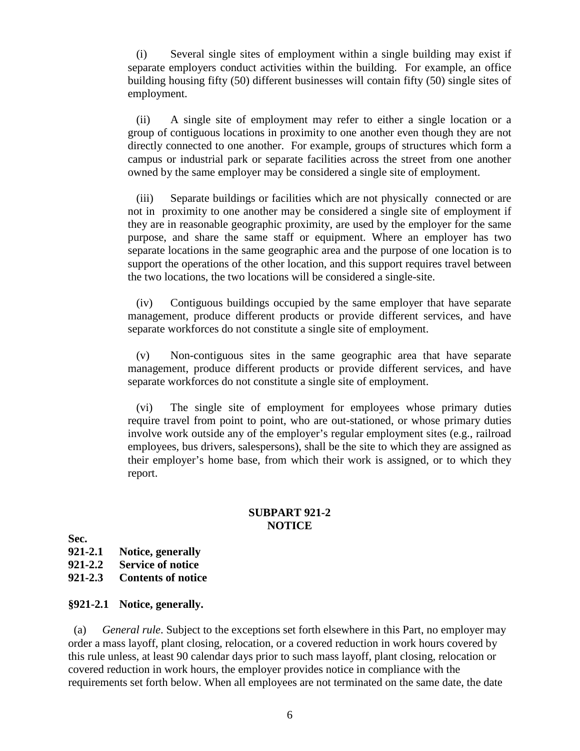(i) Several single sites of employment within a single building may exist if separate employers conduct activities within the building. For example, an office building housing fifty (50) different businesses will contain fifty (50) single sites of employment.

(ii) A single site of employment may refer to either a single location or a group of contiguous locations in proximity to one another even though they are not directly connected to one another. For example, groups of structures which form a campus or industrial park or separate facilities across the street from one another owned by the same employer may be considered a single site of employment.

(iii) Separate buildings or facilities which are not physically connected or are not in proximity to one another may be considered a single site of employment if they are in reasonable geographic proximity, are used by the employer for the same purpose, and share the same staff or equipment. Where an employer has two separate locations in the same geographic area and the purpose of one location is to support the operations of the other location, and this support requires travel between the two locations, the two locations will be considered a single-site.

(iv) Contiguous buildings occupied by the same employer that have separate management, produce different products or provide different services, and have separate workforces do not constitute a single site of employment.

(v) Non-contiguous sites in the same geographic area that have separate management, produce different products or provide different services, and have separate workforces do not constitute a single site of employment.

(vi) The single site of employment for employees whose primary duties require travel from point to point, who are out-stationed, or whose primary duties involve work outside any of the employer's regular employment sites (e.g., railroad employees, bus drivers, salespersons), shall be the site to which they are assigned as their employer's home base, from which their work is assigned, or to which they report.

## SUBPART 921-2
## NOTICE

**Sec.**
**921-2.1 Notice, generally**
**921-2.2 Service of notice**
**921-2.3 Contents of notice**

### §921-2.1 Notice, generally.

(a) *General rule*. Subject to the exceptions set forth elsewhere in this Part, no employer may order a mass layoff, plant closing, relocation, or a covered reduction in work hours covered by this rule unless, at least 90 calendar days prior to such mass layoff, plant closing, relocation or covered reduction in work hours, the employer provides notice in compliance with the requirements set forth below. When all employees are not terminated on the same date, the date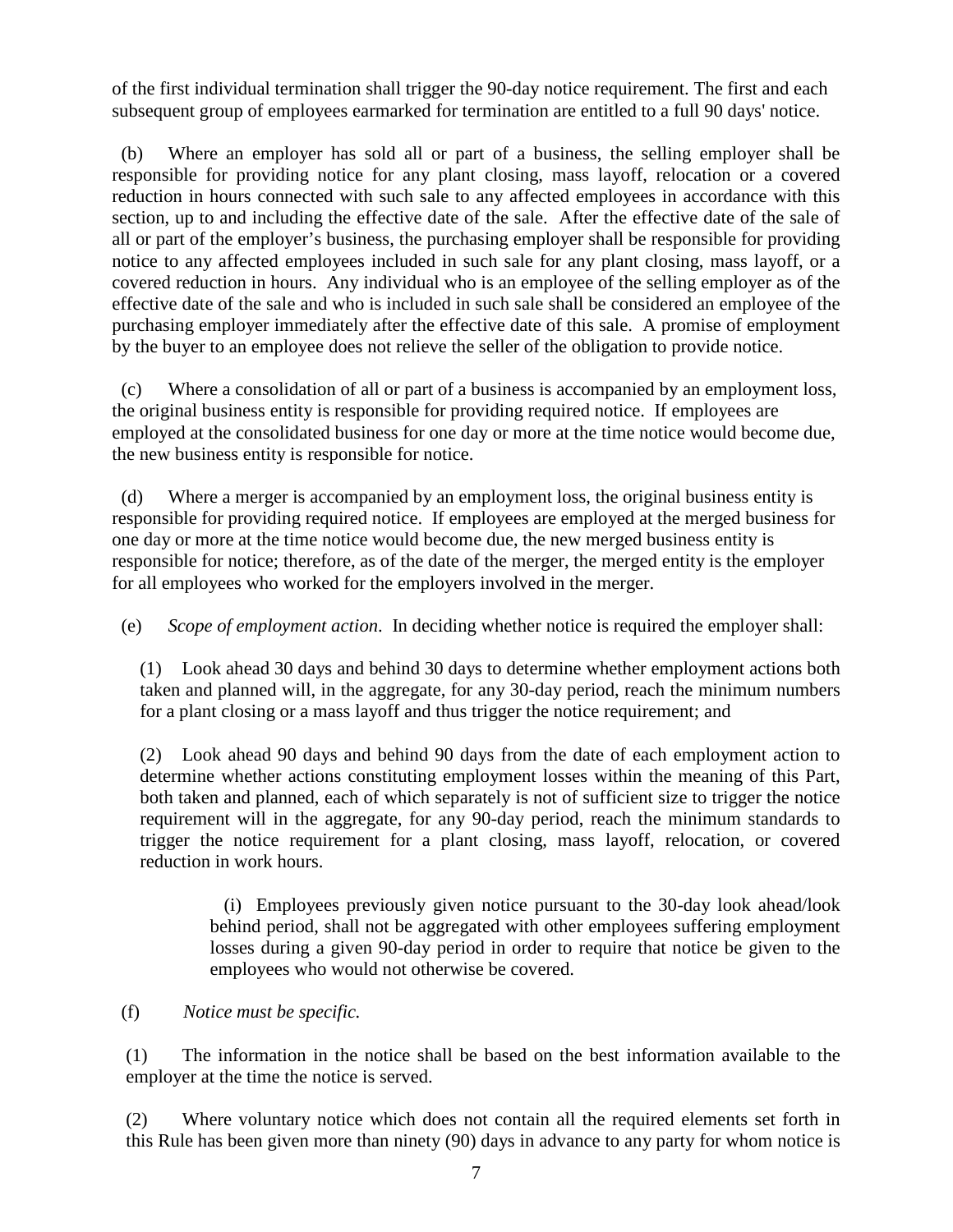of the first individual termination shall trigger the 90-day notice requirement. The first and each subsequent group of employees earmarked for termination are entitled to a full 90 days' notice.

(b) Where an employer has sold all or part of a business, the selling employer shall be responsible for providing notice for any plant closing, mass layoff, relocation or a covered reduction in hours connected with such sale to any affected employees in accordance with this section, up to and including the effective date of the sale. After the effective date of the sale of all or part of the employer's business, the purchasing employer shall be responsible for providing notice to any affected employees included in such sale for any plant closing, mass layoff, or a covered reduction in hours. Any individual who is an employee of the selling employer as of the effective date of the sale and who is included in such sale shall be considered an employee of the purchasing employer immediately after the effective date of this sale. A promise of employment by the buyer to an employee does not relieve the seller of the obligation to provide notice.

(c) Where a consolidation of all or part of a business is accompanied by an employment loss, the original business entity is responsible for providing required notice. If employees are employed at the consolidated business for one day or more at the time notice would become due, the new business entity is responsible for notice.

(d) Where a merger is accompanied by an employment loss, the original business entity is responsible for providing required notice. If employees are employed at the merged business for one day or more at the time notice would become due, the new merged business entity is responsible for notice; therefore, as of the date of the merger, the merged entity is the employer for all employees who worked for the employers involved in the merger.

(e) *Scope of employment action*. In deciding whether notice is required the employer shall:

(1) Look ahead 30 days and behind 30 days to determine whether employment actions both taken and planned will, in the aggregate, for any 30-day period, reach the minimum numbers for a plant closing or a mass layoff and thus trigger the notice requirement; and

(2) Look ahead 90 days and behind 90 days from the date of each employment action to determine whether actions constituting employment losses within the meaning of this Part, both taken and planned, each of which separately is not of sufficient size to trigger the notice requirement will in the aggregate, for any 90-day period, reach the minimum standards to trigger the notice requirement for a plant closing, mass layoff, relocation, or covered reduction in work hours.

(i) Employees previously given notice pursuant to the 30-day look ahead/look behind period, shall not be aggregated with other employees suffering employment losses during a given 90-day period in order to require that notice be given to the employees who would not otherwise be covered.

(f) *Notice must be specific.*

(1) The information in the notice shall be based on the best information available to the employer at the time the notice is served.

(2) Where voluntary notice which does not contain all the required elements set forth in this Rule has been given more than ninety (90) days in advance to any party for whom notice is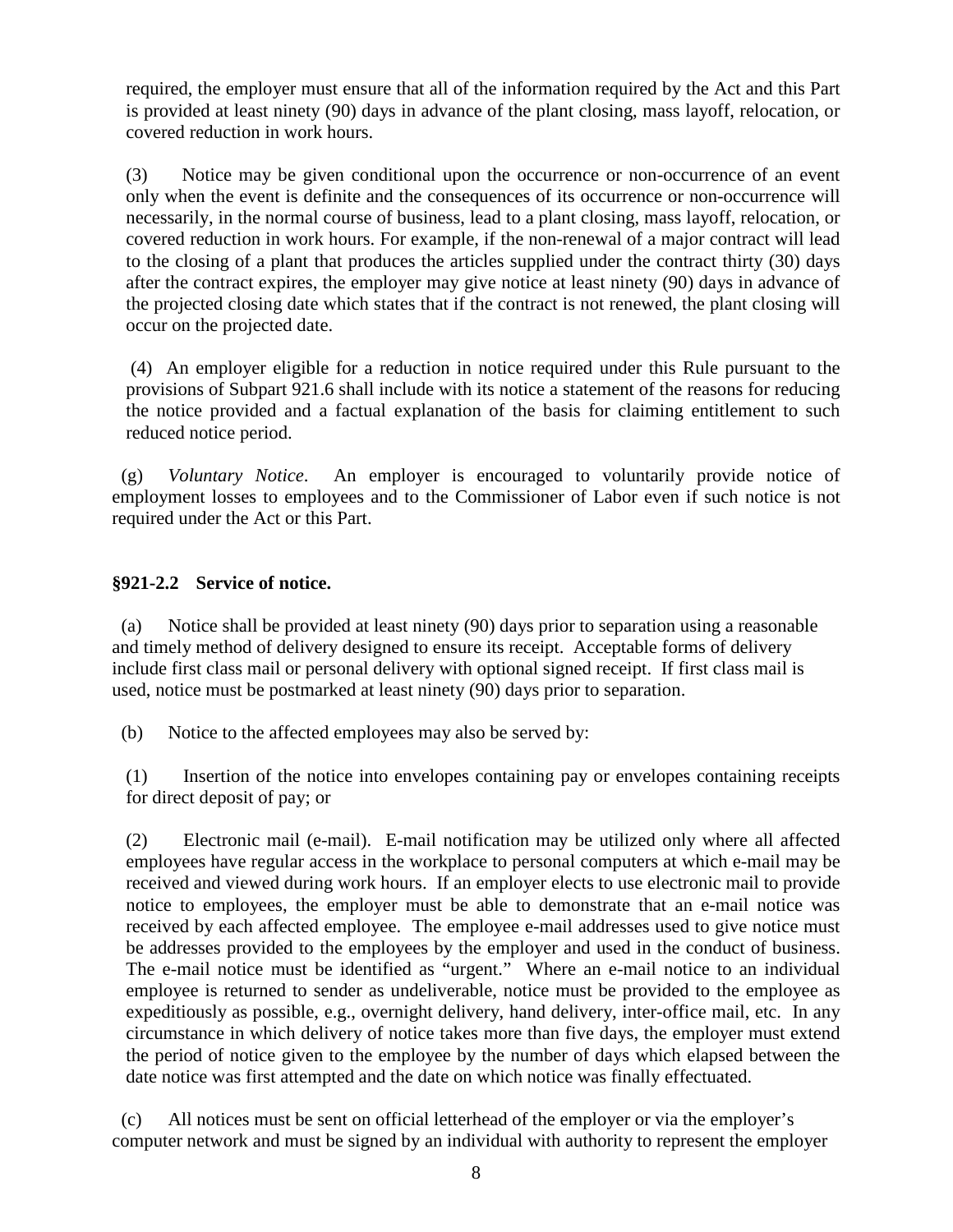required, the employer must ensure that all of the information required by the Act and this Part is provided at least ninety (90) days in advance of the plant closing, mass layoff, relocation, or covered reduction in work hours.

(3) Notice may be given conditional upon the occurrence or non-occurrence of an event only when the event is definite and the consequences of its occurrence or non-occurrence will necessarily, in the normal course of business, lead to a plant closing, mass layoff, relocation, or covered reduction in work hours. For example, if the non-renewal of a major contract will lead to the closing of a plant that produces the articles supplied under the contract thirty (30) days after the contract expires, the employer may give notice at least ninety (90) days in advance of the projected closing date which states that if the contract is not renewed, the plant closing will occur on the projected date.

(4) An employer eligible for a reduction in notice required under this Rule pursuant to the provisions of Subpart 921.6 shall include with its notice a statement of the reasons for reducing the notice provided and a factual explanation of the basis for claiming entitlement to such reduced notice period.

(g) *Voluntary Notice*. An employer is encouraged to voluntarily provide notice of employment losses to employees and to the Commissioner of Labor even if such notice is not required under the Act or this Part.

### §921-2.2 Service of notice.

(a) Notice shall be provided at least ninety (90) days prior to separation using a reasonable and timely method of delivery designed to ensure its receipt. Acceptable forms of delivery include first class mail or personal delivery with optional signed receipt. If first class mail is used, notice must be postmarked at least ninety (90) days prior to separation.

(b) Notice to the affected employees may also be served by:

(1) Insertion of the notice into envelopes containing pay or envelopes containing receipts for direct deposit of pay; or

(2) Electronic mail (e-mail). E-mail notification may be utilized only where all affected employees have regular access in the workplace to personal computers at which e-mail may be received and viewed during work hours. If an employer elects to use electronic mail to provide notice to employees, the employer must be able to demonstrate that an e-mail notice was received by each affected employee. The employee e-mail addresses used to give notice must be addresses provided to the employees by the employer and used in the conduct of business. The e-mail notice must be identified as "urgent." Where an e-mail notice to an individual employee is returned to sender as undeliverable, notice must be provided to the employee as expeditiously as possible, e.g., overnight delivery, hand delivery, inter-office mail, etc. In any circumstance in which delivery of notice takes more than five days, the employer must extend the period of notice given to the employee by the number of days which elapsed between the date notice was first attempted and the date on which notice was finally effectuated.

(c) All notices must be sent on official letterhead of the employer or via the employer's computer network and must be signed by an individual with authority to represent the employer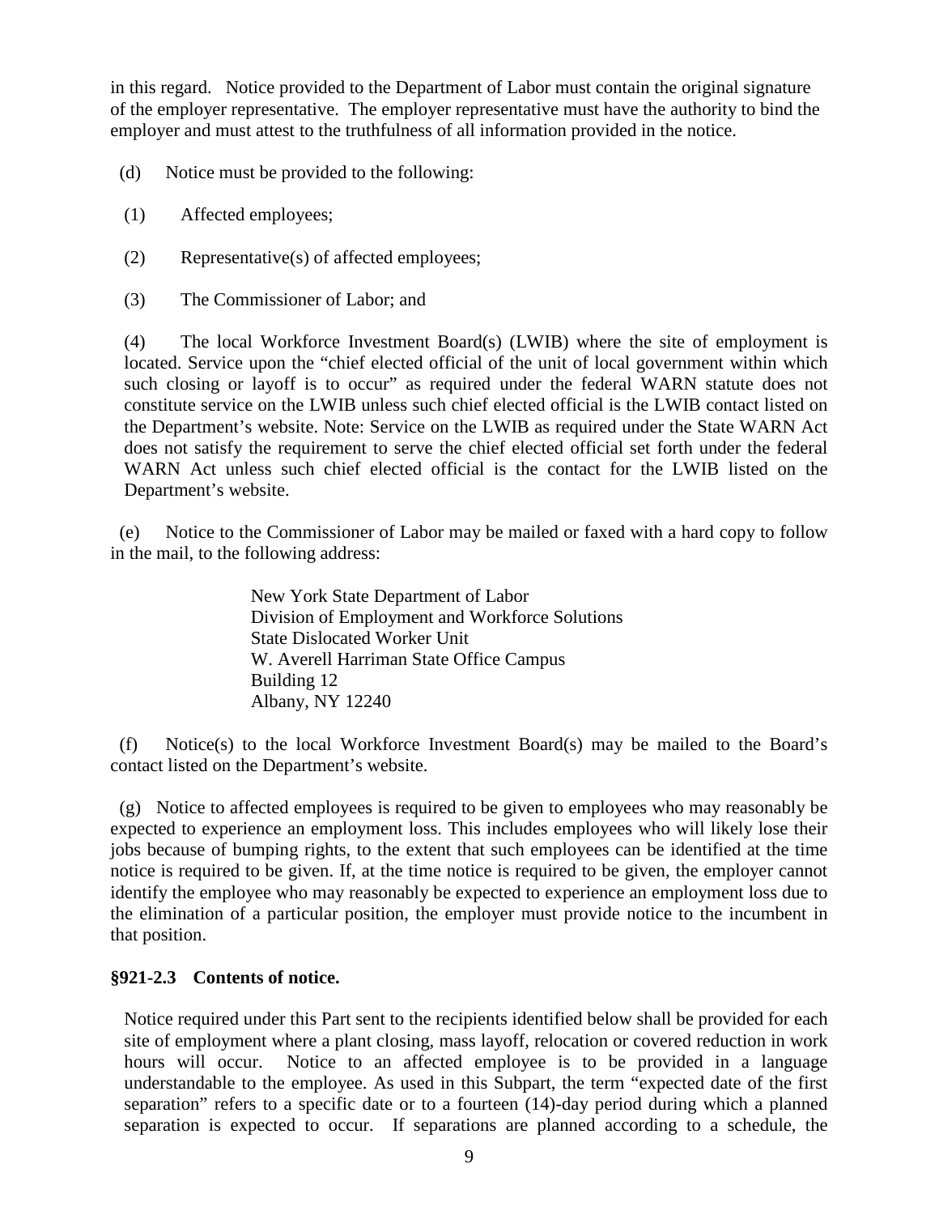in this regard. Notice provided to the Department of Labor must contain the original signature of the employer representative. The employer representative must have the authority to bind the employer and must attest to the truthfulness of all information provided in the notice.

(d) Notice must be provided to the following:

(1) Affected employees;

(2) Representative(s) of affected employees;

(3) The Commissioner of Labor; and

(4) The local Workforce Investment Board(s) (LWIB) where the site of employment is located. Service upon the "chief elected official of the unit of local government within which such closing or layoff is to occur" as required under the federal WARN statute does not constitute service on the LWIB unless such chief elected official is the LWIB contact listed on the Department's website. Note: Service on the LWIB as required under the State WARN Act does not satisfy the requirement to serve the chief elected official set forth under the federal WARN Act unless such chief elected official is the contact for the LWIB listed on the Department's website.

(e) Notice to the Commissioner of Labor may be mailed or faxed with a hard copy to follow in the mail, to the following address:

New York State Department of Labor
Division of Employment and Workforce Solutions
State Dislocated Worker Unit
W. Averell Harriman State Office Campus
Building 12
Albany, NY 12240

(f) Notice(s) to the local Workforce Investment Board(s) may be mailed to the Board's contact listed on the Department's website.

(g) Notice to affected employees is required to be given to employees who may reasonably be expected to experience an employment loss. This includes employees who will likely lose their jobs because of bumping rights, to the extent that such employees can be identified at the time notice is required to be given. If, at the time notice is required to be given, the employer cannot identify the employee who may reasonably be expected to experience an employment loss due to the elimination of a particular position, the employer must provide notice to the incumbent in that position.

**§921-2.3 Contents of notice.**

Notice required under this Part sent to the recipients identified below shall be provided for each site of employment where a plant closing, mass layoff, relocation or covered reduction in work hours will occur. Notice to an affected employee is to be provided in a language understandable to the employee. As used in this Subpart, the term "expected date of the first separation" refers to a specific date or to a fourteen (14)-day period during which a planned separation is expected to occur. If separations are planned according to a schedule, the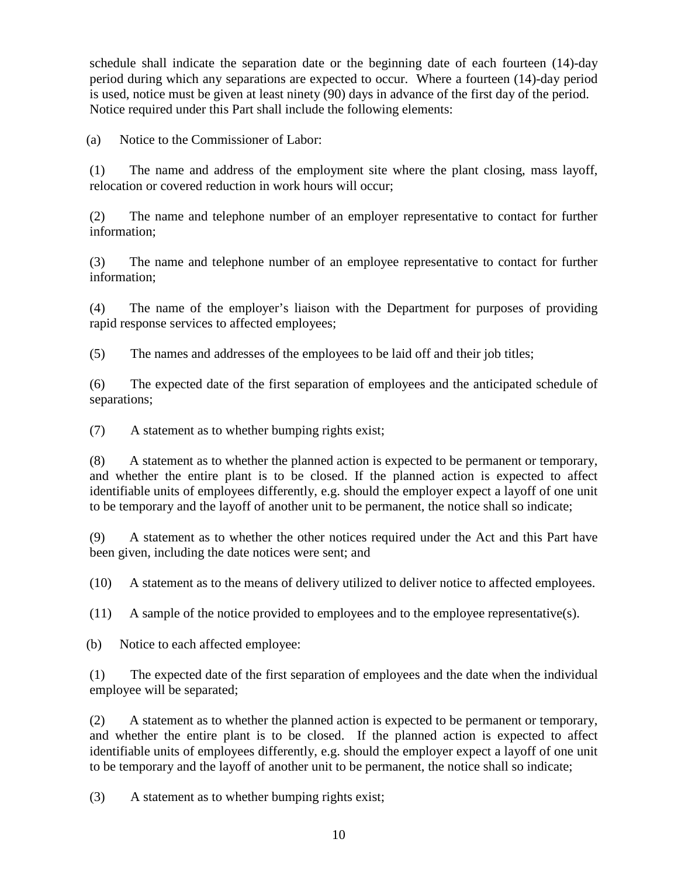schedule shall indicate the separation date or the beginning date of each fourteen (14)-day period during which any separations are expected to occur. Where a fourteen (14)-day period is used, notice must be given at least ninety (90) days in advance of the first day of the period. Notice required under this Part shall include the following elements:

(a) Notice to the Commissioner of Labor:

(1) The name and address of the employment site where the plant closing, mass layoff, relocation or covered reduction in work hours will occur;

(2) The name and telephone number of an employer representative to contact for further information;

(3) The name and telephone number of an employee representative to contact for further information;

(4) The name of the employer's liaison with the Department for purposes of providing rapid response services to affected employees;

(5) The names and addresses of the employees to be laid off and their job titles;

(6) The expected date of the first separation of employees and the anticipated schedule of separations;

(7) A statement as to whether bumping rights exist;

(8) A statement as to whether the planned action is expected to be permanent or temporary, and whether the entire plant is to be closed. If the planned action is expected to affect identifiable units of employees differently, e.g. should the employer expect a layoff of one unit to be temporary and the layoff of another unit to be permanent, the notice shall so indicate;

(9) A statement as to whether the other notices required under the Act and this Part have been given, including the date notices were sent; and

(10) A statement as to the means of delivery utilized to deliver notice to affected employees.

(11) A sample of the notice provided to employees and to the employee representative(s).

(b) Notice to each affected employee:

(1) The expected date of the first separation of employees and the date when the individual employee will be separated;

(2) A statement as to whether the planned action is expected to be permanent or temporary, and whether the entire plant is to be closed. If the planned action is expected to affect identifiable units of employees differently, e.g. should the employer expect a layoff of one unit to be temporary and the layoff of another unit to be permanent, the notice shall so indicate;

(3) A statement as to whether bumping rights exist;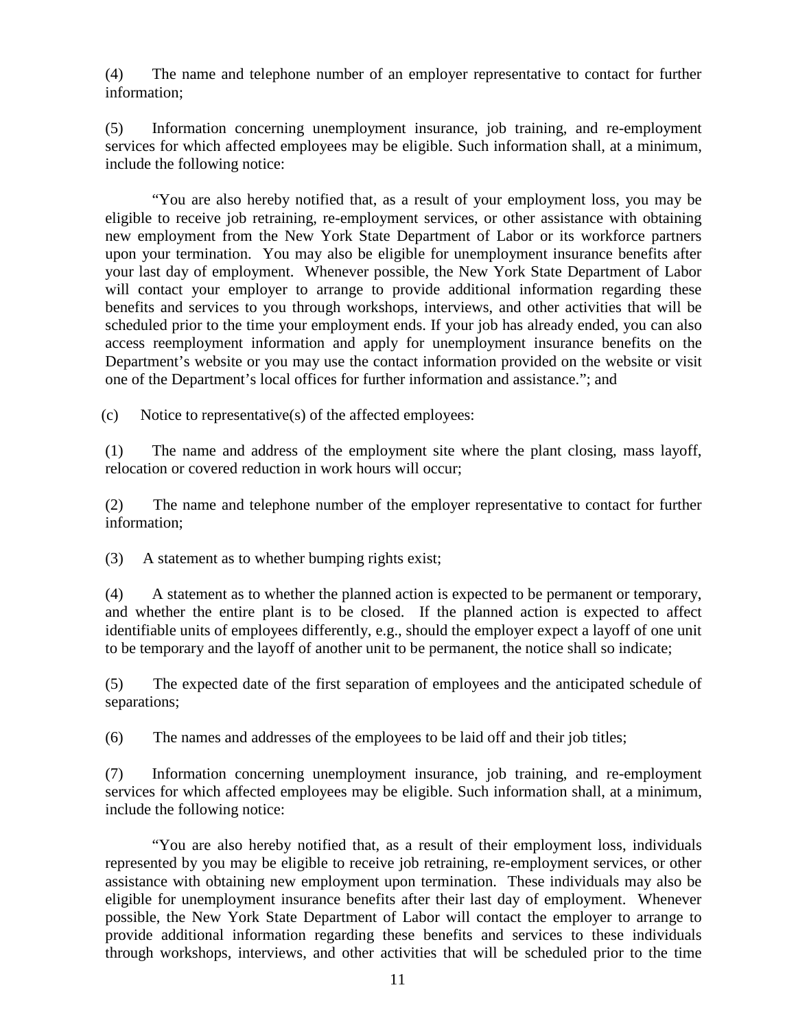(4) The name and telephone number of an employer representative to contact for further information;

(5) Information concerning unemployment insurance, job training, and re-employment services for which affected employees may be eligible. Such information shall, at a minimum, include the following notice:

"You are also hereby notified that, as a result of your employment loss, you may be eligible to receive job retraining, re-employment services, or other assistance with obtaining new employment from the New York State Department of Labor or its workforce partners upon your termination. You may also be eligible for unemployment insurance benefits after your last day of employment. Whenever possible, the New York State Department of Labor will contact your employer to arrange to provide additional information regarding these benefits and services to you through workshops, interviews, and other activities that will be scheduled prior to the time your employment ends. If your job has already ended, you can also access reemployment information and apply for unemployment insurance benefits on the Department's website or you may use the contact information provided on the website or visit one of the Department's local offices for further information and assistance."; and

(c) Notice to representative(s) of the affected employees:

(1) The name and address of the employment site where the plant closing, mass layoff, relocation or covered reduction in work hours will occur;

(2) The name and telephone number of the employer representative to contact for further information;

(3) A statement as to whether bumping rights exist;

(4) A statement as to whether the planned action is expected to be permanent or temporary, and whether the entire plant is to be closed. If the planned action is expected to affect identifiable units of employees differently, e.g., should the employer expect a layoff of one unit to be temporary and the layoff of another unit to be permanent, the notice shall so indicate;

(5) The expected date of the first separation of employees and the anticipated schedule of separations;

(6) The names and addresses of the employees to be laid off and their job titles;

(7) Information concerning unemployment insurance, job training, and re-employment services for which affected employees may be eligible. Such information shall, at a minimum, include the following notice:

"You are also hereby notified that, as a result of their employment loss, individuals represented by you may be eligible to receive job retraining, re-employment services, or other assistance with obtaining new employment upon termination. These individuals may also be eligible for unemployment insurance benefits after their last day of employment. Whenever possible, the New York State Department of Labor will contact the employer to arrange to provide additional information regarding these benefits and services to these individuals through workshops, interviews, and other activities that will be scheduled prior to the time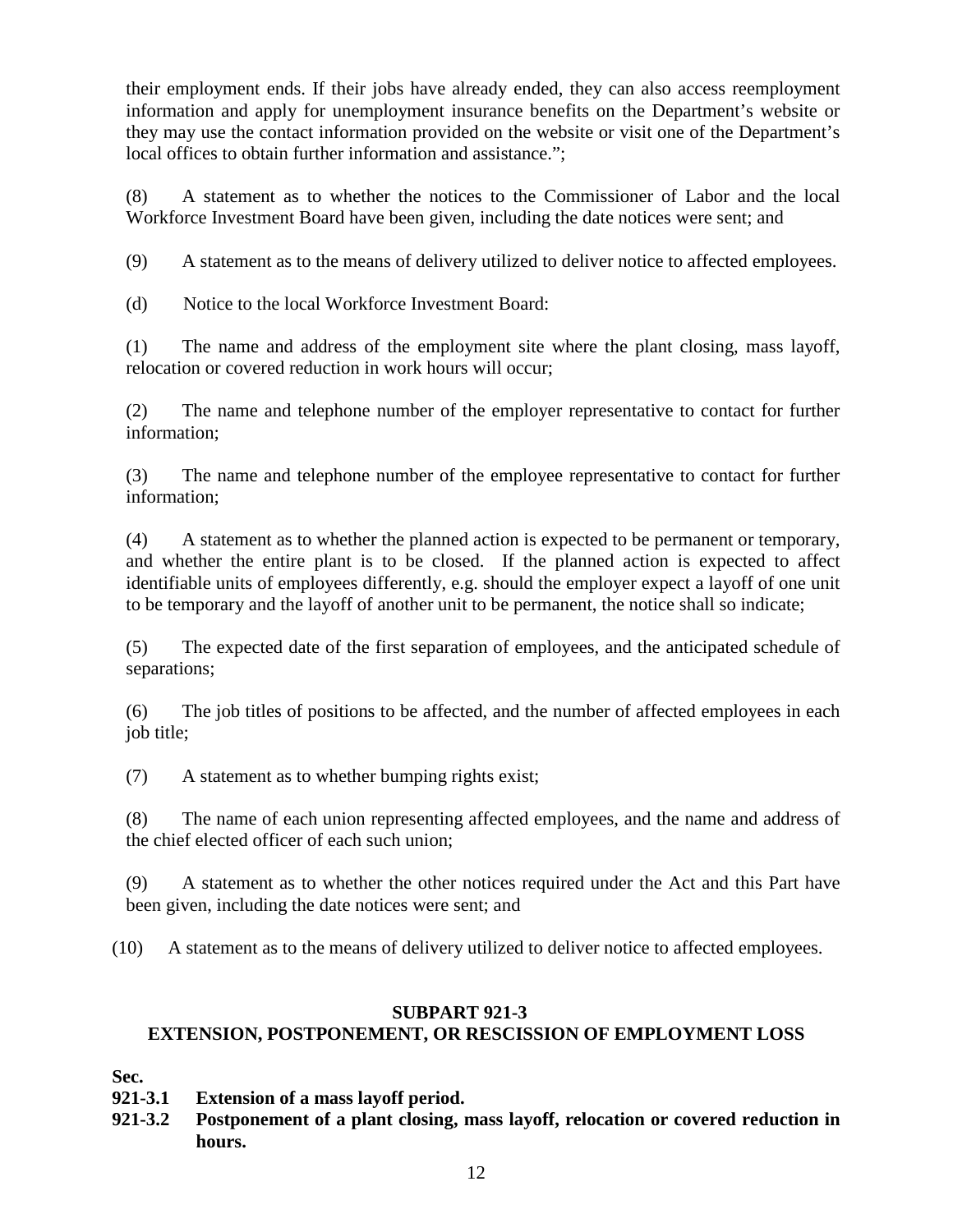their employment ends. If their jobs have already ended, they can also access reemployment information and apply for unemployment insurance benefits on the Department's website or they may use the contact information provided on the website or visit one of the Department's local offices to obtain further information and assistance.";

(8) A statement as to whether the notices to the Commissioner of Labor and the local Workforce Investment Board have been given, including the date notices were sent; and

(9) A statement as to the means of delivery utilized to deliver notice to affected employees.

(d) Notice to the local Workforce Investment Board:

(1) The name and address of the employment site where the plant closing, mass layoff, relocation or covered reduction in work hours will occur;

(2) The name and telephone number of the employer representative to contact for further information;

(3) The name and telephone number of the employee representative to contact for further information;

(4) A statement as to whether the planned action is expected to be permanent or temporary, and whether the entire plant is to be closed. If the planned action is expected to affect identifiable units of employees differently, e.g. should the employer expect a layoff of one unit to be temporary and the layoff of another unit to be permanent, the notice shall so indicate;

(5) The expected date of the first separation of employees, and the anticipated schedule of separations;

(6) The job titles of positions to be affected, and the number of affected employees in each job title;

(7) A statement as to whether bumping rights exist;

(8) The name of each union representing affected employees, and the name and address of the chief elected officer of each such union;

(9) A statement as to whether the other notices required under the Act and this Part have been given, including the date notices were sent; and

(10) A statement as to the means of delivery utilized to deliver notice to affected employees.

## SUBPART 921-3
## EXTENSION, POSTPONEMENT, OR RESCISSION OF EMPLOYMENT LOSS

**Sec.**

**921-3.1 Extension of a mass layoff period.**

**921-3.2 Postponement of a plant closing, mass layoff, relocation or covered reduction in hours.**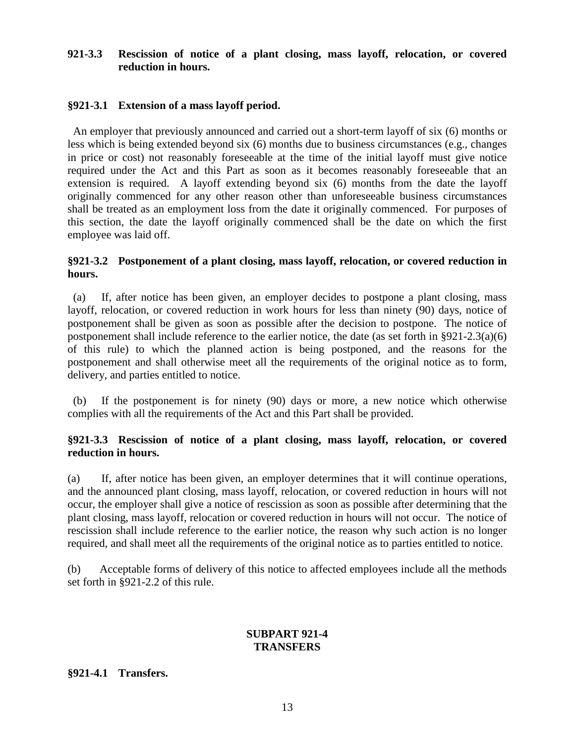**921-3.3 Rescission of notice of a plant closing, mass layoff, relocation, or covered reduction in hours.**

### §921-3.1 Extension of a mass layoff period.

An employer that previously announced and carried out a short-term layoff of six (6) months or less which is being extended beyond six (6) months due to business circumstances (e.g., changes in price or cost) not reasonably foreseeable at the time of the initial layoff must give notice required under the Act and this Part as soon as it becomes reasonably foreseeable that an extension is required. A layoff extending beyond six (6) months from the date the layoff originally commenced for any other reason other than unforeseeable business circumstances shall be treated as an employment loss from the date it originally commenced. For purposes of this section, the date the layoff originally commenced shall be the date on which the first employee was laid off.

### §921-3.2 Postponement of a plant closing, mass layoff, relocation, or covered reduction in hours.

(a) If, after notice has been given, an employer decides to postpone a plant closing, mass layoff, relocation, or covered reduction in work hours for less than ninety (90) days, notice of postponement shall be given as soon as possible after the decision to postpone. The notice of postponement shall include reference to the earlier notice, the date (as set forth in §921-2.3(a)(6) of this rule) to which the planned action is being postponed, and the reasons for the postponement and shall otherwise meet all the requirements of the original notice as to form, delivery, and parties entitled to notice.

(b) If the postponement is for ninety (90) days or more, a new notice which otherwise complies with all the requirements of the Act and this Part shall be provided.

### §921-3.3 Rescission of notice of a plant closing, mass layoff, relocation, or covered reduction in hours.

(a) If, after notice has been given, an employer determines that it will continue operations, and the announced plant closing, mass layoff, relocation, or covered reduction in hours will not occur, the employer shall give a notice of rescission as soon as possible after determining that the plant closing, mass layoff, relocation or covered reduction in hours will not occur. The notice of rescission shall include reference to the earlier notice, the reason why such action is no longer required, and shall meet all the requirements of the original notice as to parties entitled to notice.

(b) Acceptable forms of delivery of this notice to affected employees include all the methods set forth in §921-2.2 of this rule.

## SUBPART 921-4
## TRANSFERS

### §921-4.1 Transfers.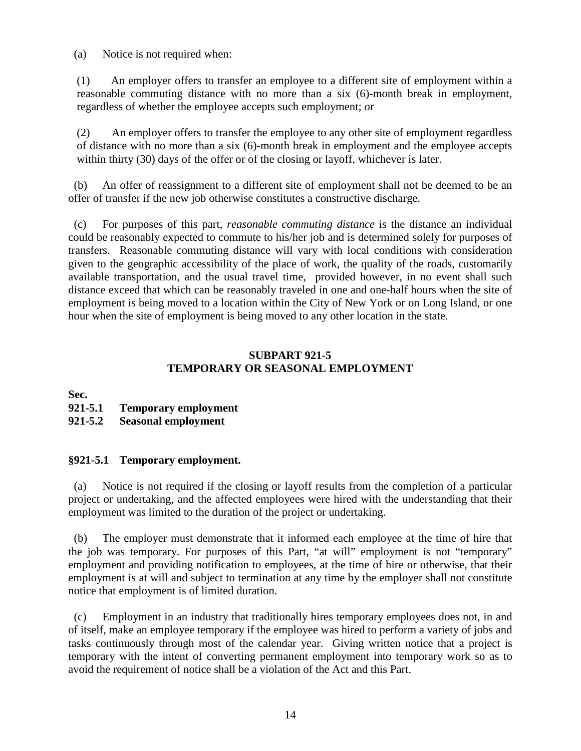(a) Notice is not required when:

(1) An employer offers to transfer an employee to a different site of employment within a reasonable commuting distance with no more than a six (6)-month break in employment, regardless of whether the employee accepts such employment; or

(2) An employer offers to transfer the employee to any other site of employment regardless of distance with no more than a six (6)-month break in employment and the employee accepts within thirty (30) days of the offer or of the closing or layoff, whichever is later.

(b) An offer of reassignment to a different site of employment shall not be deemed to be an offer of transfer if the new job otherwise constitutes a constructive discharge.

(c) For purposes of this part, *reasonable commuting distance* is the distance an individual could be reasonably expected to commute to his/her job and is determined solely for purposes of transfers. Reasonable commuting distance will vary with local conditions with consideration given to the geographic accessibility of the place of work, the quality of the roads, customarily available transportation, and the usual travel time, provided however, in no event shall such distance exceed that which can be reasonably traveled in one and one-half hours when the site of employment is being moved to a location within the City of New York or on Long Island, or one hour when the site of employment is being moved to any other location in the state.

## SUBPART 921-5
## TEMPORARY OR SEASONAL EMPLOYMENT

**Sec.**
**921-5.1 Temporary employment**
**921-5.2 Seasonal employment**

### §921-5.1 Temporary employment.

(a) Notice is not required if the closing or layoff results from the completion of a particular project or undertaking, and the affected employees were hired with the understanding that their employment was limited to the duration of the project or undertaking.

(b) The employer must demonstrate that it informed each employee at the time of hire that the job was temporary. For purposes of this Part, "at will" employment is not "temporary" employment and providing notification to employees, at the time of hire or otherwise, that their employment is at will and subject to termination at any time by the employer shall not constitute notice that employment is of limited duration.

(c) Employment in an industry that traditionally hires temporary employees does not, in and of itself, make an employee temporary if the employee was hired to perform a variety of jobs and tasks continuously through most of the calendar year. Giving written notice that a project is temporary with the intent of converting permanent employment into temporary work so as to avoid the requirement of notice shall be a violation of the Act and this Part.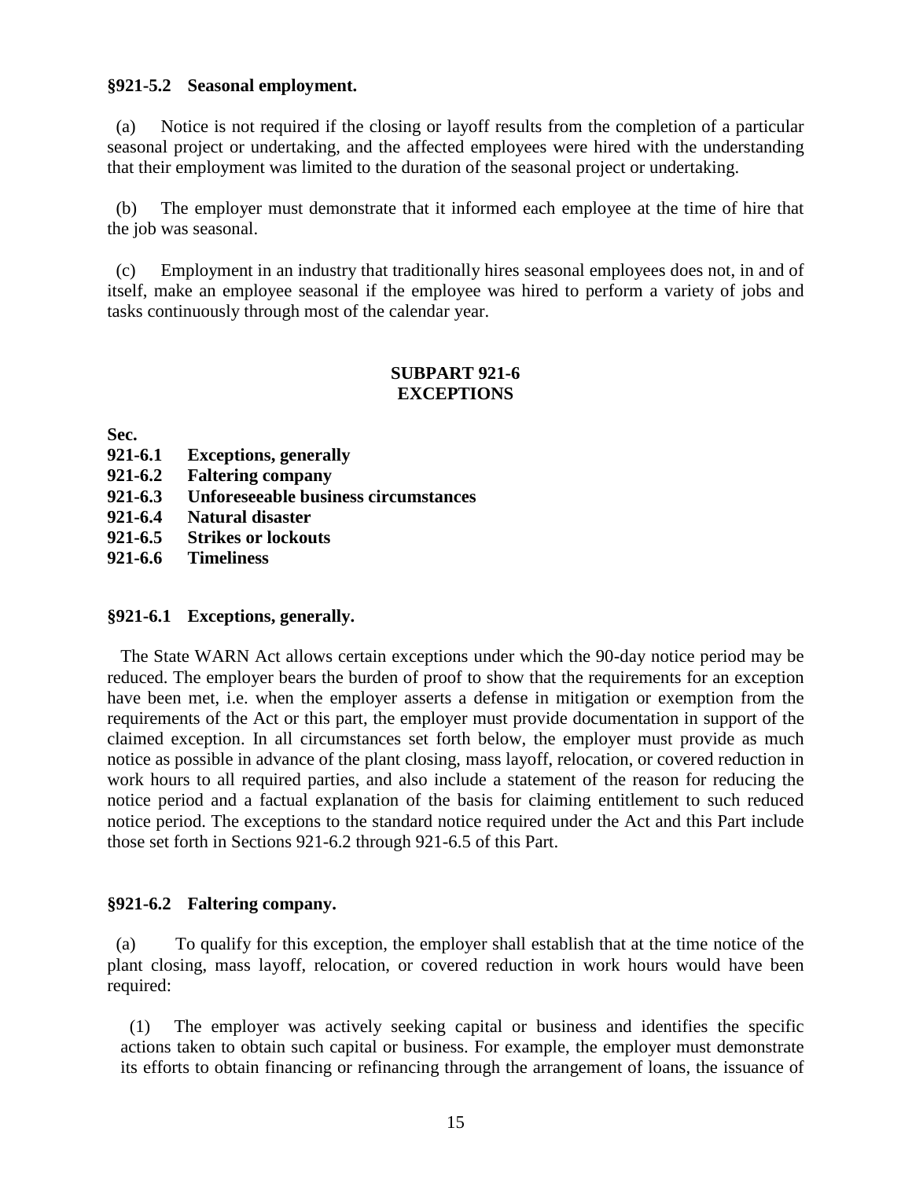### §921-5.2 Seasonal employment.

(a) Notice is not required if the closing or layoff results from the completion of a particular seasonal project or undertaking, and the affected employees were hired with the understanding that their employment was limited to the duration of the seasonal project or undertaking.

(b) The employer must demonstrate that it informed each employee at the time of hire that the job was seasonal.

(c) Employment in an industry that traditionally hires seasonal employees does not, in and of itself, make an employee seasonal if the employee was hired to perform a variety of jobs and tasks continuously through most of the calendar year.

## SUBPART 921-6
## EXCEPTIONS

**Sec.**

**921-6.1 Exceptions, generally**
**921-6.2 Faltering company**
**921-6.3 Unforeseeable business circumstances**
**921-6.4 Natural disaster**
**921-6.5 Strikes or lockouts**
**921-6.6 Timeliness**

### §921-6.1 Exceptions, generally.

The State WARN Act allows certain exceptions under which the 90-day notice period may be reduced. The employer bears the burden of proof to show that the requirements for an exception have been met, i.e. when the employer asserts a defense in mitigation or exemption from the requirements of the Act or this part, the employer must provide documentation in support of the claimed exception. In all circumstances set forth below, the employer must provide as much notice as possible in advance of the plant closing, mass layoff, relocation, or covered reduction in work hours to all required parties, and also include a statement of the reason for reducing the notice period and a factual explanation of the basis for claiming entitlement to such reduced notice period. The exceptions to the standard notice required under the Act and this Part include those set forth in Sections 921-6.2 through 921-6.5 of this Part.

### §921-6.2 Faltering company.

(a) To qualify for this exception, the employer shall establish that at the time notice of the plant closing, mass layoff, relocation, or covered reduction in work hours would have been required:

(1) The employer was actively seeking capital or business and identifies the specific actions taken to obtain such capital or business. For example, the employer must demonstrate its efforts to obtain financing or refinancing through the arrangement of loans, the issuance of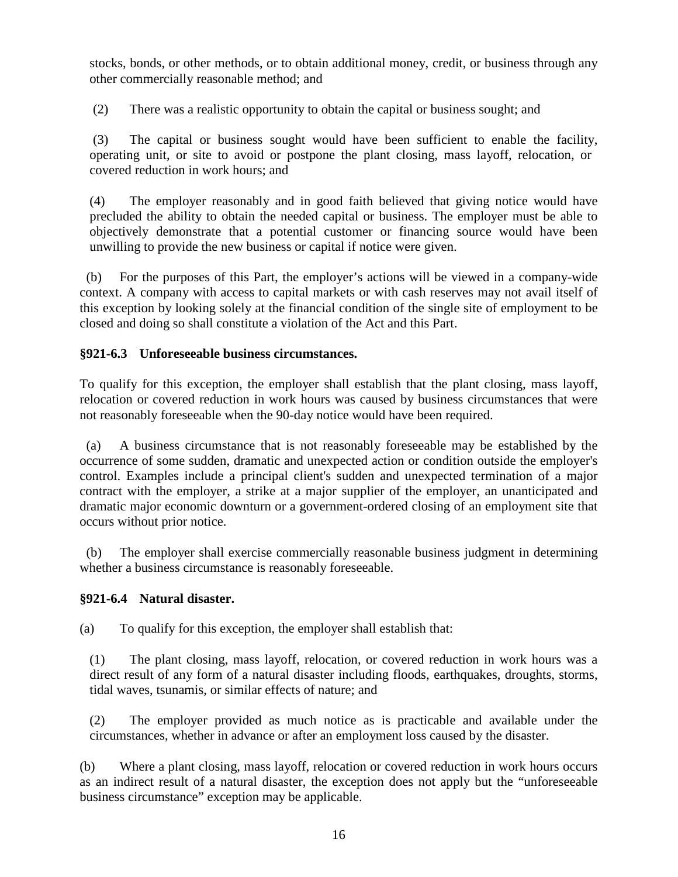stocks, bonds, or other methods, or to obtain additional money, credit, or business through any other commercially reasonable method; and

(2) There was a realistic opportunity to obtain the capital or business sought; and

(3) The capital or business sought would have been sufficient to enable the facility, operating unit, or site to avoid or postpone the plant closing, mass layoff, relocation, or covered reduction in work hours; and

(4) The employer reasonably and in good faith believed that giving notice would have precluded the ability to obtain the needed capital or business. The employer must be able to objectively demonstrate that a potential customer or financing source would have been unwilling to provide the new business or capital if notice were given.

(b) For the purposes of this Part, the employer's actions will be viewed in a company-wide context. A company with access to capital markets or with cash reserves may not avail itself of this exception by looking solely at the financial condition of the single site of employment to be closed and doing so shall constitute a violation of the Act and this Part.

### §921-6.3 Unforeseeable business circumstances.

To qualify for this exception, the employer shall establish that the plant closing, mass layoff, relocation or covered reduction in work hours was caused by business circumstances that were not reasonably foreseeable when the 90-day notice would have been required.

(a) A business circumstance that is not reasonably foreseeable may be established by the occurrence of some sudden, dramatic and unexpected action or condition outside the employer's control. Examples include a principal client's sudden and unexpected termination of a major contract with the employer, a strike at a major supplier of the employer, an unanticipated and dramatic major economic downturn or a government-ordered closing of an employment site that occurs without prior notice.

(b) The employer shall exercise commercially reasonable business judgment in determining whether a business circumstance is reasonably foreseeable.

### §921-6.4 Natural disaster.

(a) To qualify for this exception, the employer shall establish that:

(1) The plant closing, mass layoff, relocation, or covered reduction in work hours was a direct result of any form of a natural disaster including floods, earthquakes, droughts, storms, tidal waves, tsunamis, or similar effects of nature; and

(2) The employer provided as much notice as is practicable and available under the circumstances, whether in advance or after an employment loss caused by the disaster.

(b) Where a plant closing, mass layoff, relocation or covered reduction in work hours occurs as an indirect result of a natural disaster, the exception does not apply but the "unforeseeable business circumstance" exception may be applicable.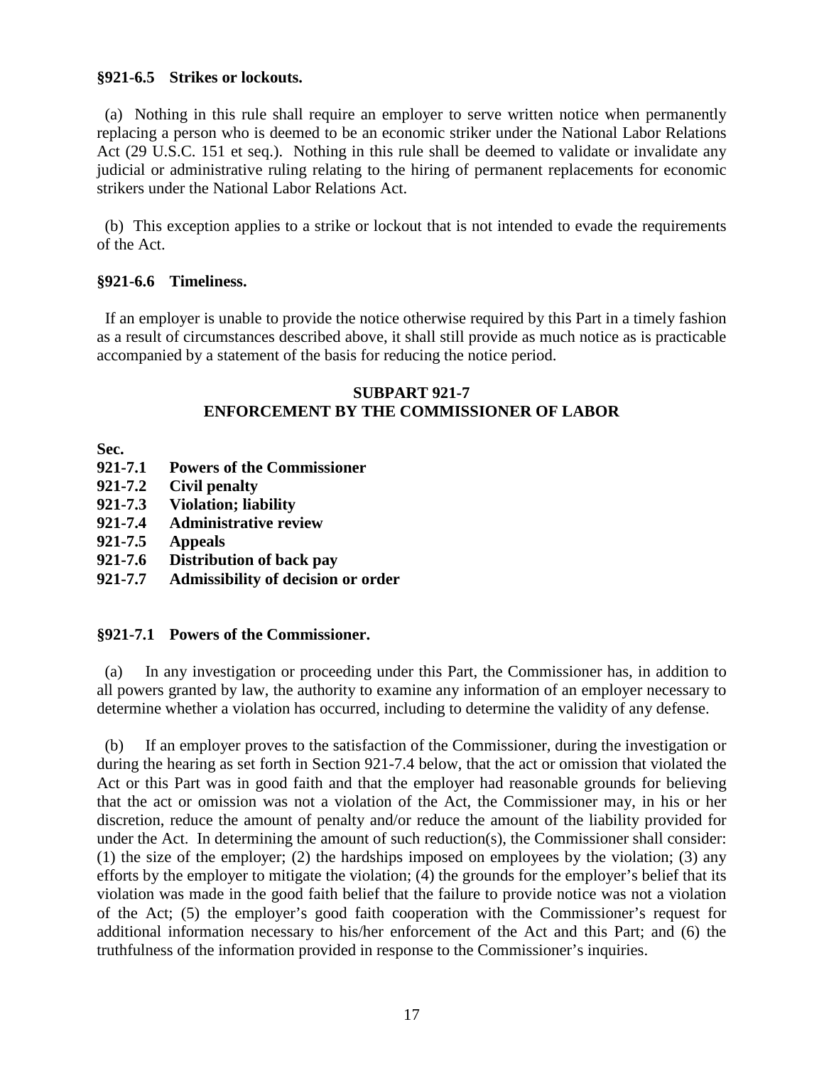### §921-6.5 Strikes or lockouts.

(a) Nothing in this rule shall require an employer to serve written notice when permanently replacing a person who is deemed to be an economic striker under the National Labor Relations Act (29 U.S.C. 151 et seq.). Nothing in this rule shall be deemed to validate or invalidate any judicial or administrative ruling relating to the hiring of permanent replacements for economic strikers under the National Labor Relations Act.

(b) This exception applies to a strike or lockout that is not intended to evade the requirements of the Act.

### §921-6.6 Timeliness.

If an employer is unable to provide the notice otherwise required by this Part in a timely fashion as a result of circumstances described above, it shall still provide as much notice as is practicable accompanied by a statement of the basis for reducing the notice period.

## SUBPART 921-7
## ENFORCEMENT BY THE COMMISSIONER OF LABOR

**Sec.**

**921-7.1 Powers of the Commissioner**
**921-7.2 Civil penalty**
**921-7.3 Violation; liability**
**921-7.4 Administrative review**
**921-7.5 Appeals**
**921-7.6 Distribution of back pay**
**921-7.7 Admissibility of decision or order**

### §921-7.1 Powers of the Commissioner.

(a) In any investigation or proceeding under this Part, the Commissioner has, in addition to all powers granted by law, the authority to examine any information of an employer necessary to determine whether a violation has occurred, including to determine the validity of any defense.

(b) If an employer proves to the satisfaction of the Commissioner, during the investigation or during the hearing as set forth in Section 921-7.4 below, that the act or omission that violated the Act or this Part was in good faith and that the employer had reasonable grounds for believing that the act or omission was not a violation of the Act, the Commissioner may, in his or her discretion, reduce the amount of penalty and/or reduce the amount of the liability provided for under the Act. In determining the amount of such reduction(s), the Commissioner shall consider: (1) the size of the employer; (2) the hardships imposed on employees by the violation; (3) any efforts by the employer to mitigate the violation; (4) the grounds for the employer's belief that its violation was made in the good faith belief that the failure to provide notice was not a violation of the Act; (5) the employer's good faith cooperation with the Commissioner's request for additional information necessary to his/her enforcement of the Act and this Part; and (6) the truthfulness of the information provided in response to the Commissioner's inquiries.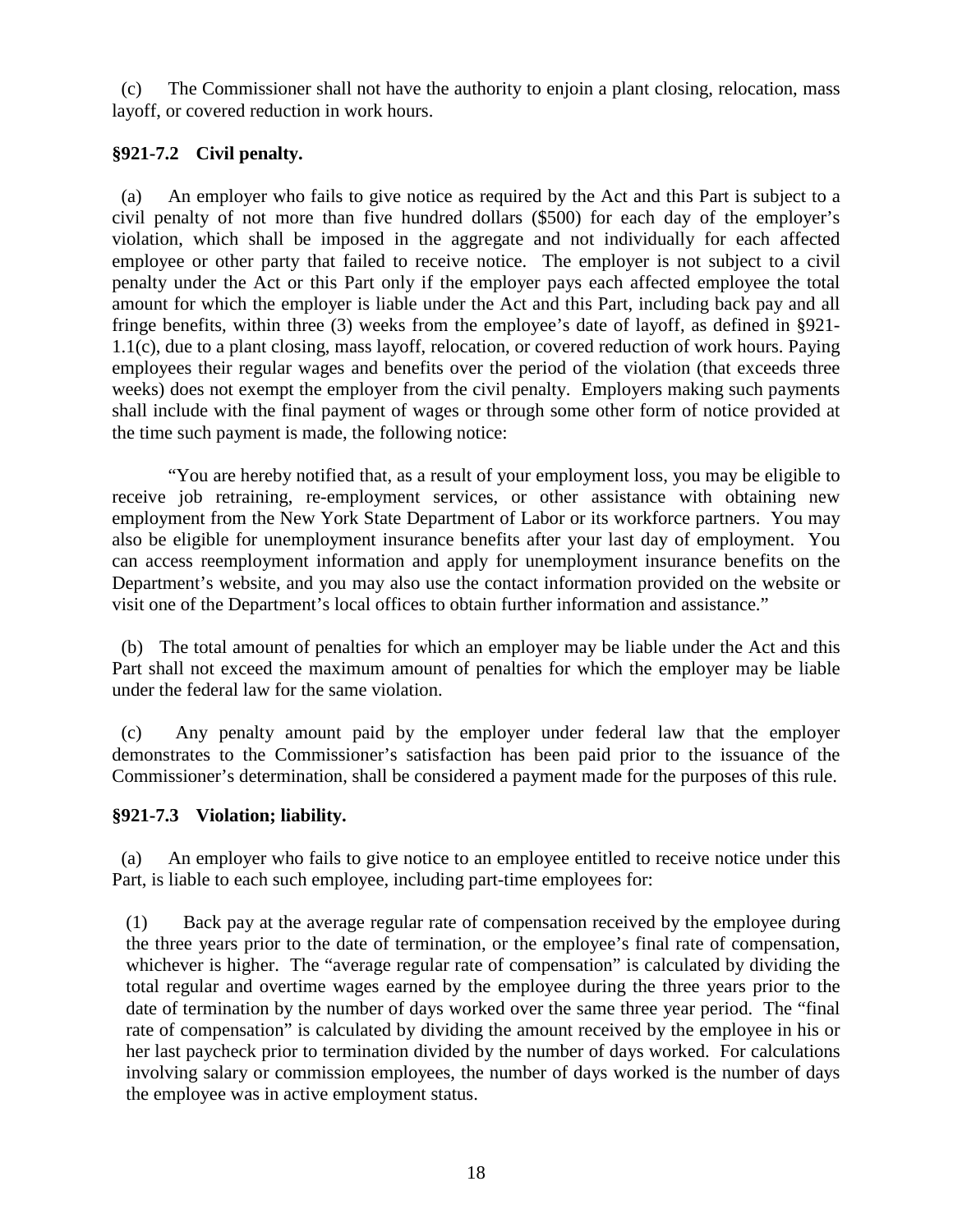(c) The Commissioner shall not have the authority to enjoin a plant closing, relocation, mass layoff, or covered reduction in work hours.

### §921-7.2 Civil penalty.

(a) An employer who fails to give notice as required by the Act and this Part is subject to a civil penalty of not more than five hundred dollars ($500) for each day of the employer's violation, which shall be imposed in the aggregate and not individually for each affected employee or other party that failed to receive notice. The employer is not subject to a civil penalty under the Act or this Part only if the employer pays each affected employee the total amount for which the employer is liable under the Act and this Part, including back pay and all fringe benefits, within three (3) weeks from the employee's date of layoff, as defined in §921-1.1(c), due to a plant closing, mass layoff, relocation, or covered reduction of work hours. Paying employees their regular wages and benefits over the period of the violation (that exceeds three weeks) does not exempt the employer from the civil penalty. Employers making such payments shall include with the final payment of wages or through some other form of notice provided at the time such payment is made, the following notice:

"You are hereby notified that, as a result of your employment loss, you may be eligible to receive job retraining, re-employment services, or other assistance with obtaining new employment from the New York State Department of Labor or its workforce partners. You may also be eligible for unemployment insurance benefits after your last day of employment. You can access reemployment information and apply for unemployment insurance benefits on the Department's website, and you may also use the contact information provided on the website or visit one of the Department's local offices to obtain further information and assistance."

(b) The total amount of penalties for which an employer may be liable under the Act and this Part shall not exceed the maximum amount of penalties for which the employer may be liable under the federal law for the same violation.

(c) Any penalty amount paid by the employer under federal law that the employer demonstrates to the Commissioner's satisfaction has been paid prior to the issuance of the Commissioner's determination, shall be considered a payment made for the purposes of this rule.

### §921-7.3 Violation; liability.

(a) An employer who fails to give notice to an employee entitled to receive notice under this Part, is liable to each such employee, including part-time employees for:

(1) Back pay at the average regular rate of compensation received by the employee during the three years prior to the date of termination, or the employee's final rate of compensation, whichever is higher. The "average regular rate of compensation" is calculated by dividing the total regular and overtime wages earned by the employee during the three years prior to the date of termination by the number of days worked over the same three year period. The "final rate of compensation" is calculated by dividing the amount received by the employee in his or her last paycheck prior to termination divided by the number of days worked. For calculations involving salary or commission employees, the number of days worked is the number of days the employee was in active employment status.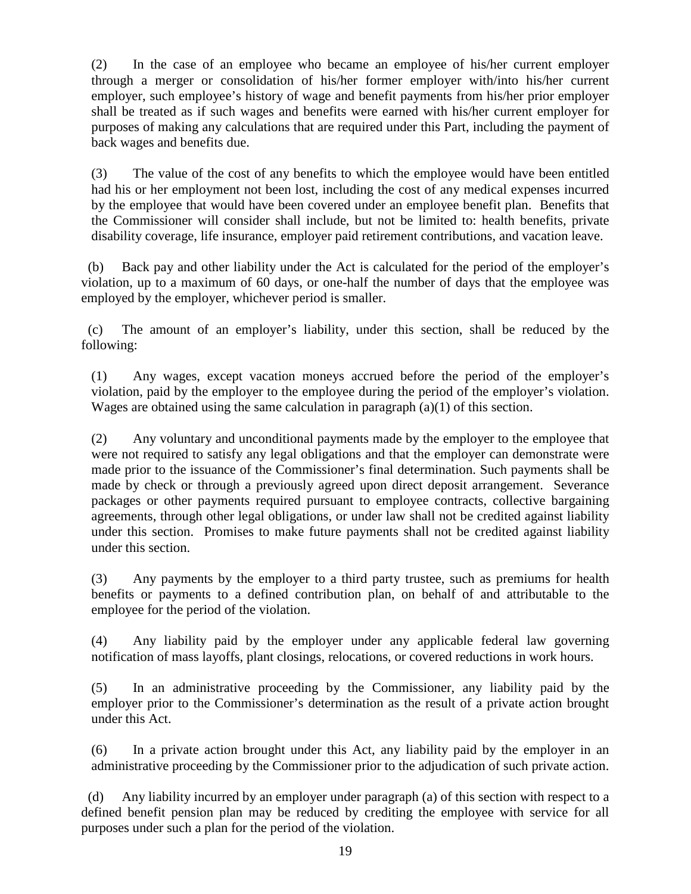(2) In the case of an employee who became an employee of his/her current employer through a merger or consolidation of his/her former employer with/into his/her current employer, such employee's history of wage and benefit payments from his/her prior employer shall be treated as if such wages and benefits were earned with his/her current employer for purposes of making any calculations that are required under this Part, including the payment of back wages and benefits due.

(3) The value of the cost of any benefits to which the employee would have been entitled had his or her employment not been lost, including the cost of any medical expenses incurred by the employee that would have been covered under an employee benefit plan. Benefits that the Commissioner will consider shall include, but not be limited to: health benefits, private disability coverage, life insurance, employer paid retirement contributions, and vacation leave.

(b) Back pay and other liability under the Act is calculated for the period of the employer's violation, up to a maximum of 60 days, or one-half the number of days that the employee was employed by the employer, whichever period is smaller.

(c) The amount of an employer's liability, under this section, shall be reduced by the following:

(1) Any wages, except vacation moneys accrued before the period of the employer's violation, paid by the employer to the employee during the period of the employer's violation. Wages are obtained using the same calculation in paragraph (a)(1) of this section.

(2) Any voluntary and unconditional payments made by the employer to the employee that were not required to satisfy any legal obligations and that the employer can demonstrate were made prior to the issuance of the Commissioner's final determination. Such payments shall be made by check or through a previously agreed upon direct deposit arrangement. Severance packages or other payments required pursuant to employee contracts, collective bargaining agreements, through other legal obligations, or under law shall not be credited against liability under this section. Promises to make future payments shall not be credited against liability under this section.

(3) Any payments by the employer to a third party trustee, such as premiums for health benefits or payments to a defined contribution plan, on behalf of and attributable to the employee for the period of the violation.

(4) Any liability paid by the employer under any applicable federal law governing notification of mass layoffs, plant closings, relocations, or covered reductions in work hours.

(5) In an administrative proceeding by the Commissioner, any liability paid by the employer prior to the Commissioner's determination as the result of a private action brought under this Act.

(6) In a private action brought under this Act, any liability paid by the employer in an administrative proceeding by the Commissioner prior to the adjudication of such private action.

(d) Any liability incurred by an employer under paragraph (a) of this section with respect to a defined benefit pension plan may be reduced by crediting the employee with service for all purposes under such a plan for the period of the violation.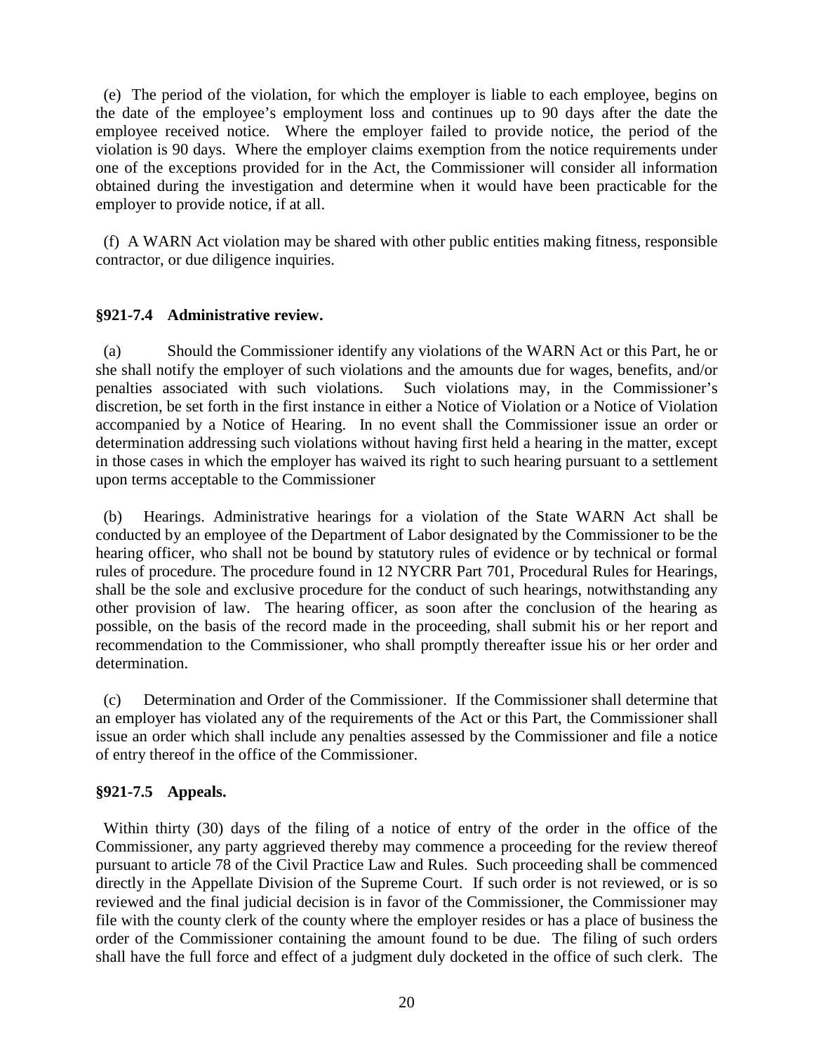(e) The period of the violation, for which the employer is liable to each employee, begins on the date of the employee's employment loss and continues up to 90 days after the date the employee received notice. Where the employer failed to provide notice, the period of the violation is 90 days. Where the employer claims exemption from the notice requirements under one of the exceptions provided for in the Act, the Commissioner will consider all information obtained during the investigation and determine when it would have been practicable for the employer to provide notice, if at all.

(f) A WARN Act violation may be shared with other public entities making fitness, responsible contractor, or due diligence inquiries.

### §921-7.4 Administrative review.

(a) Should the Commissioner identify any violations of the WARN Act or this Part, he or she shall notify the employer of such violations and the amounts due for wages, benefits, and/or penalties associated with such violations. Such violations may, in the Commissioner's discretion, be set forth in the first instance in either a Notice of Violation or a Notice of Violation accompanied by a Notice of Hearing. In no event shall the Commissioner issue an order or determination addressing such violations without having first held a hearing in the matter, except in those cases in which the employer has waived its right to such hearing pursuant to a settlement upon terms acceptable to the Commissioner

(b) Hearings. Administrative hearings for a violation of the State WARN Act shall be conducted by an employee of the Department of Labor designated by the Commissioner to be the hearing officer, who shall not be bound by statutory rules of evidence or by technical or formal rules of procedure. The procedure found in 12 NYCRR Part 701, Procedural Rules for Hearings, shall be the sole and exclusive procedure for the conduct of such hearings, notwithstanding any other provision of law. The hearing officer, as soon after the conclusion of the hearing as possible, on the basis of the record made in the proceeding, shall submit his or her report and recommendation to the Commissioner, who shall promptly thereafter issue his or her order and determination.

(c) Determination and Order of the Commissioner. If the Commissioner shall determine that an employer has violated any of the requirements of the Act or this Part, the Commissioner shall issue an order which shall include any penalties assessed by the Commissioner and file a notice of entry thereof in the office of the Commissioner.

### §921-7.5 Appeals.

Within thirty (30) days of the filing of a notice of entry of the order in the office of the Commissioner, any party aggrieved thereby may commence a proceeding for the review thereof pursuant to article 78 of the Civil Practice Law and Rules. Such proceeding shall be commenced directly in the Appellate Division of the Supreme Court. If such order is not reviewed, or is so reviewed and the final judicial decision is in favor of the Commissioner, the Commissioner may file with the county clerk of the county where the employer resides or has a place of business the order of the Commissioner containing the amount found to be due. The filing of such orders shall have the full force and effect of a judgment duly docketed in the office of such clerk. The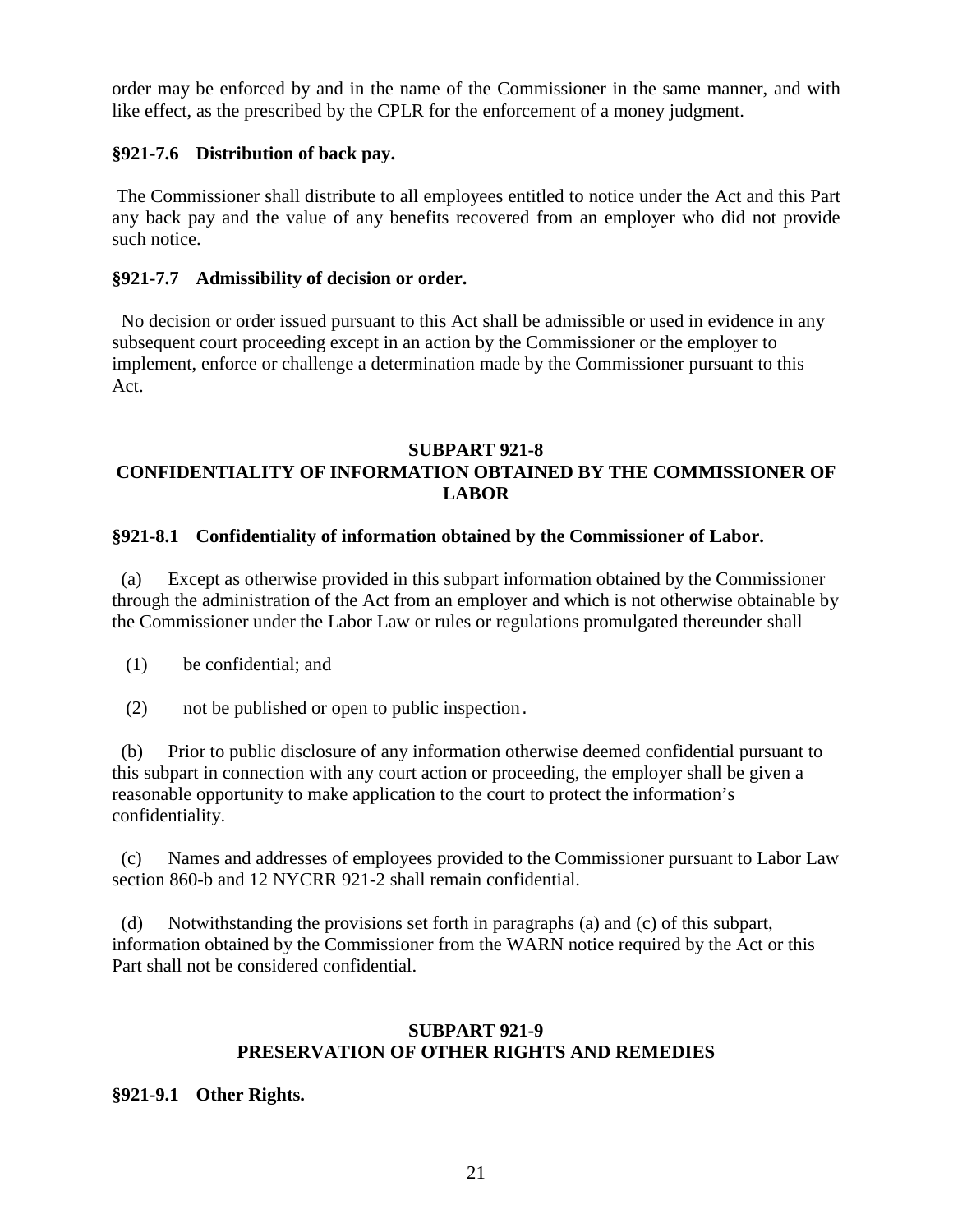order may be enforced by and in the name of the Commissioner in the same manner, and with like effect, as the prescribed by the CPLR for the enforcement of a money judgment.

### §921-7.6 Distribution of back pay.

The Commissioner shall distribute to all employees entitled to notice under the Act and this Part any back pay and the value of any benefits recovered from an employer who did not provide such notice.

### §921-7.7 Admissibility of decision or order.

No decision or order issued pursuant to this Act shall be admissible or used in evidence in any subsequent court proceeding except in an action by the Commissioner or the employer to implement, enforce or challenge a determination made by the Commissioner pursuant to this Act.

## SUBPART 921-8
## CONFIDENTIALITY OF INFORMATION OBTAINED BY THE COMMISSIONER OF LABOR

### §921-8.1 Confidentiality of information obtained by the Commissioner of Labor.

(a) Except as otherwise provided in this subpart information obtained by the Commissioner through the administration of the Act from an employer and which is not otherwise obtainable by the Commissioner under the Labor Law or rules or regulations promulgated thereunder shall

(1) be confidential; and

(2) not be published or open to public inspection.

(b) Prior to public disclosure of any information otherwise deemed confidential pursuant to this subpart in connection with any court action or proceeding, the employer shall be given a reasonable opportunity to make application to the court to protect the information's confidentiality.

(c) Names and addresses of employees provided to the Commissioner pursuant to Labor Law section 860-b and 12 NYCRR 921-2 shall remain confidential.

(d) Notwithstanding the provisions set forth in paragraphs (a) and (c) of this subpart, information obtained by the Commissioner from the WARN notice required by the Act or this Part shall not be considered confidential.

## SUBPART 921-9
## PRESERVATION OF OTHER RIGHTS AND REMEDIES

### §921-9.1 Other Rights.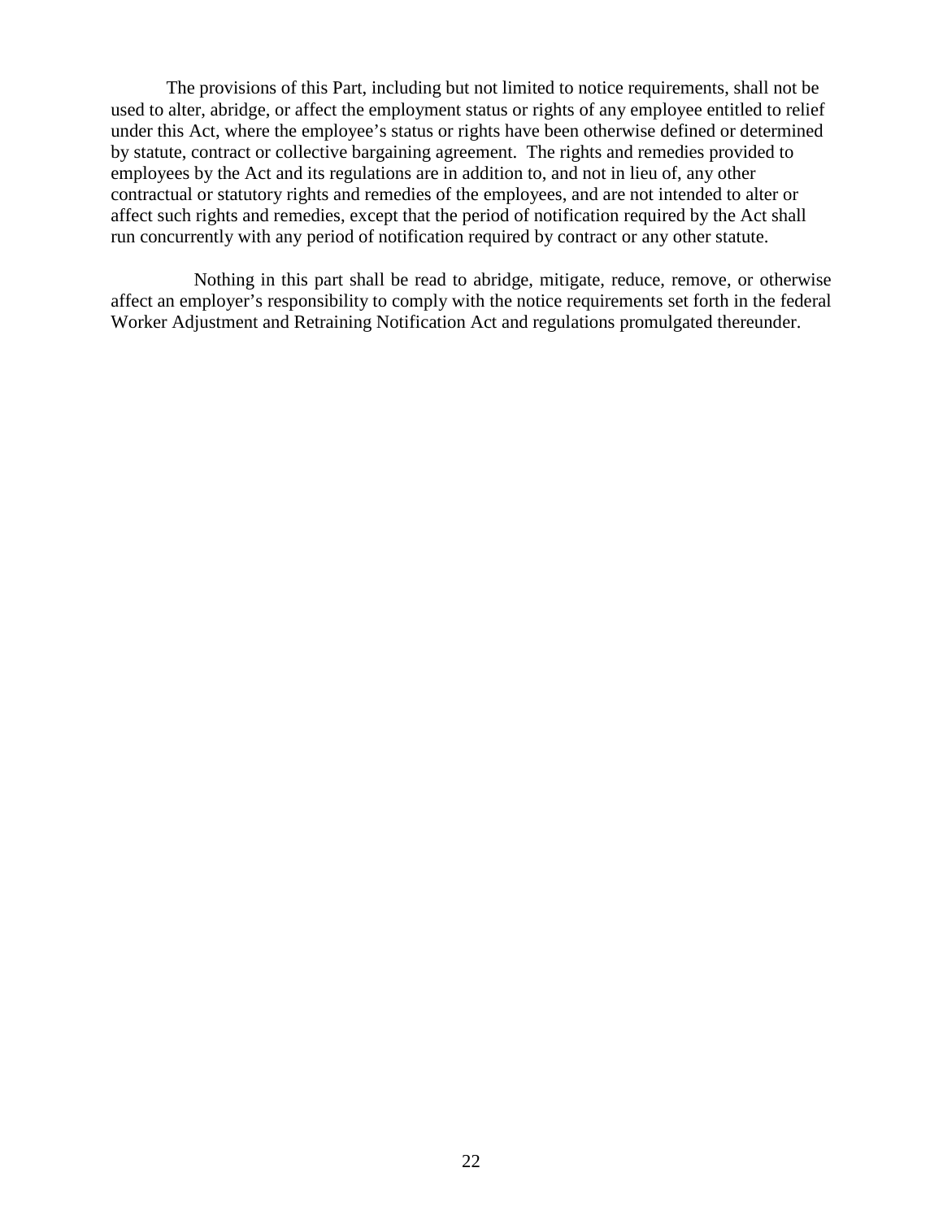The provisions of this Part, including but not limited to notice requirements, shall not be used to alter, abridge, or affect the employment status or rights of any employee entitled to relief under this Act, where the employee's status or rights have been otherwise defined or determined by statute, contract or collective bargaining agreement. The rights and remedies provided to employees by the Act and its regulations are in addition to, and not in lieu of, any other contractual or statutory rights and remedies of the employees, and are not intended to alter or affect such rights and remedies, except that the period of notification required by the Act shall run concurrently with any period of notification required by contract or any other statute.

Nothing in this part shall be read to abridge, mitigate, reduce, remove, or otherwise affect an employer's responsibility to comply with the notice requirements set forth in the federal Worker Adjustment and Retraining Notification Act and regulations promulgated thereunder.